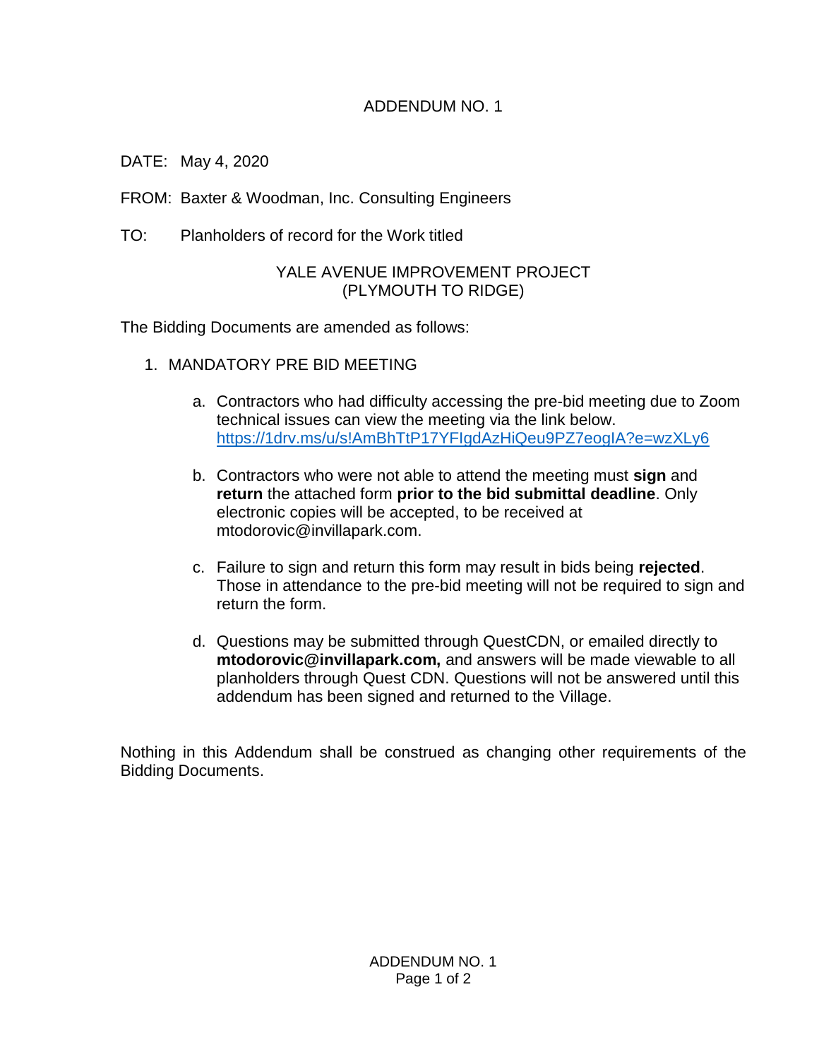# ADDENDUM NO. 1

DATE: May 4, 2020

FROM: Baxter & Woodman, Inc. Consulting Engineers

TO: Planholders of record for the Work titled

YALE AVENUE IMPROVEMENT PROJECT
(PLYMOUTH TO RIDGE)

The Bidding Documents are amended as follows:

1. MANDATORY PRE BID MEETING

    a. Contractors who had difficulty accessing the pre-bid meeting due to Zoom technical issues can view the meeting via the link below. https://1drv.ms/u/s!AmBhTtP17YFIgdAzHiQeu9PZ7eogIA?e=wzXLy6

    b. Contractors who were not able to attend the meeting must **sign** and **return** the attached form **prior to the bid submittal deadline**. Only electronic copies will be accepted, to be received at mtodorovic@invillapark.com.

    c. Failure to sign and return this form may result in bids being **rejected**. Those in attendance to the pre-bid meeting will not be required to sign and return the form.

    d. Questions may be submitted through QuestCDN, or emailed directly to **mtodorovic@invillapark.com,** and answers will be made viewable to all planholders through Quest CDN. Questions will not be answered until this addendum has been signed and returned to the Village.

Nothing in this Addendum shall be construed as changing other requirements of the Bidding Documents.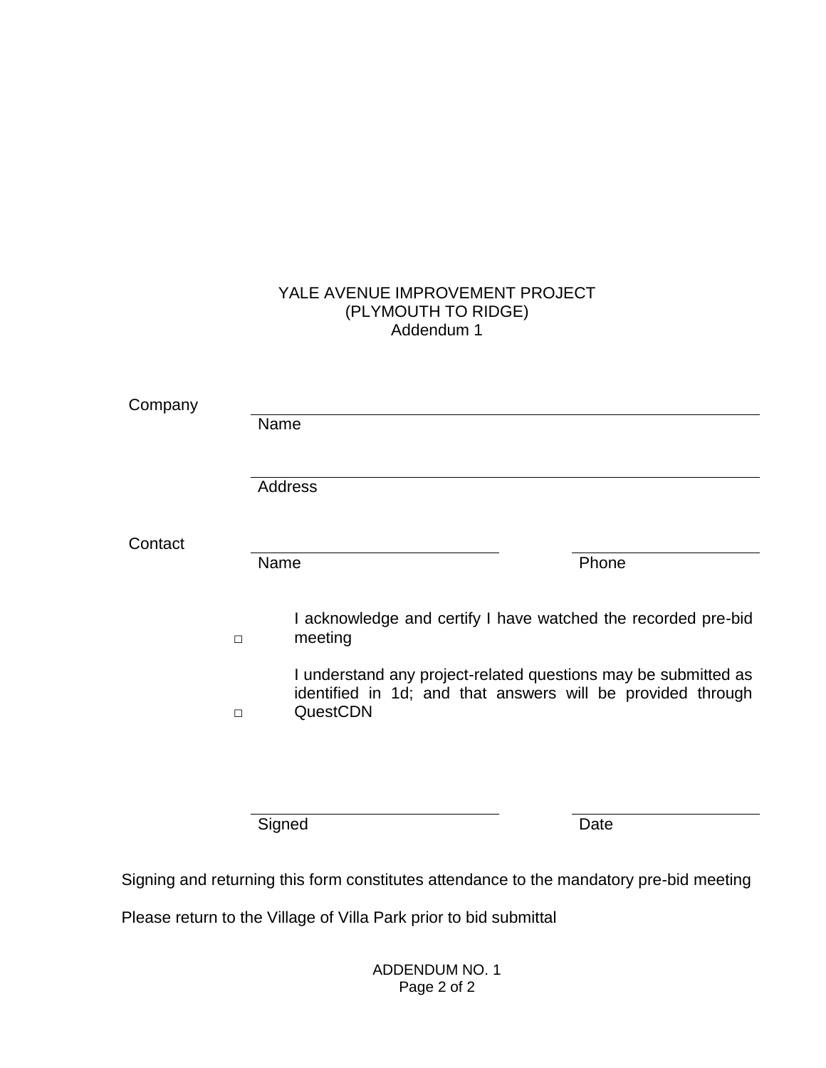YALE AVENUE IMPROVEMENT PROJECT
(PLYMOUTH TO RIDGE)
Addendum 1

Company

_______________________________________________
Name

_______________________________________________
Address

Contact

______________________________ ______________________
Name Phone

□ I acknowledge and certify I have watched the recorded pre-bid meeting

□ I understand any project-related questions may be submitted as identified in 1d; and that answers will be provided through QuestCDN

______________________________ ______________________
Signed Date

Signing and returning this form constitutes attendance to the mandatory pre-bid meeting

Please return to the Village of Villa Park prior to bid submittal